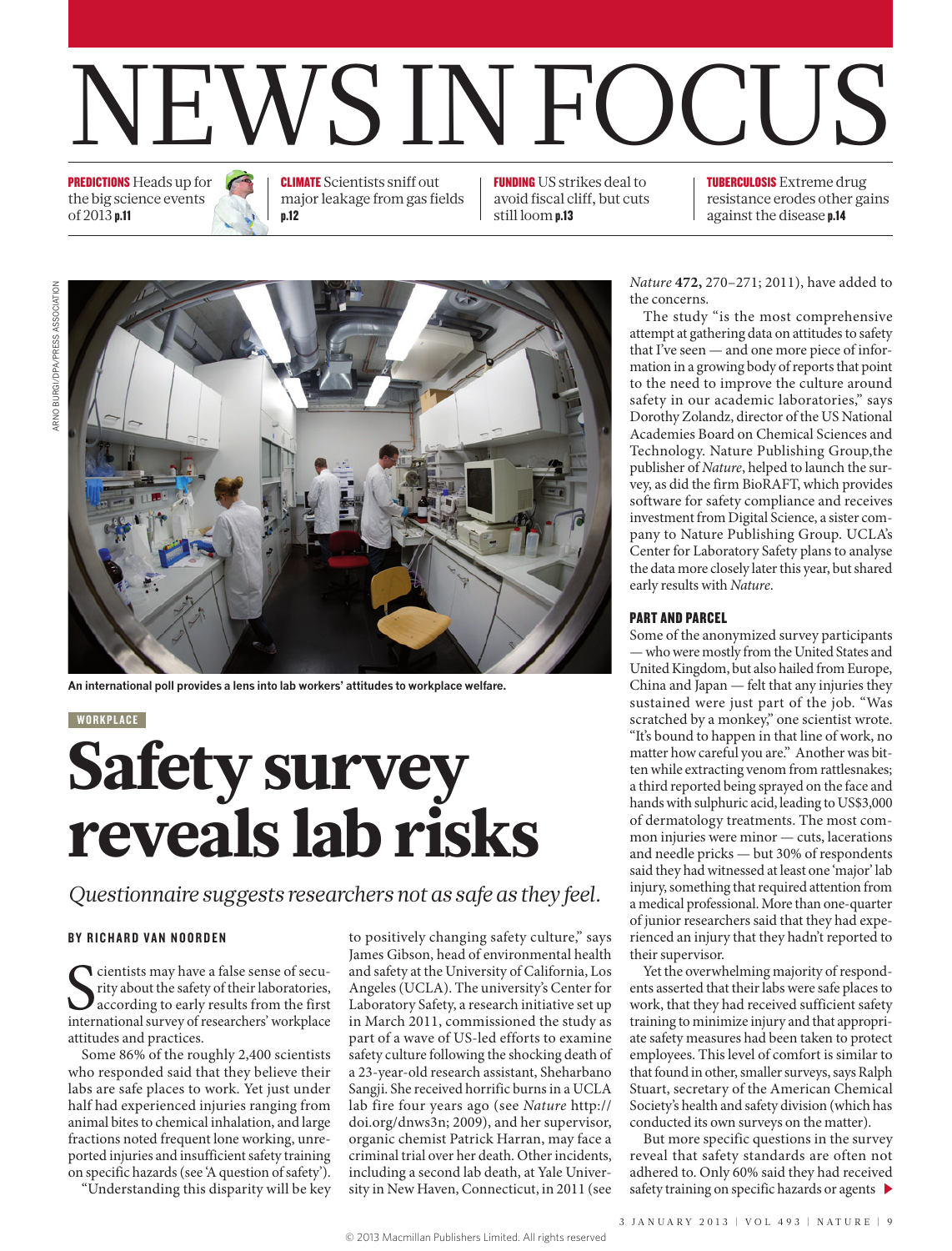# NEWS IN FOCUS

**PREDICTIONS** Heads up for the big science events of 2013 **p.11**

**CLIMATE** Scientists sniff out major leakage from gas fields **p.12**

**FUNDING** US strikes deal to avoid fiscal cliff, but cuts still loom **p.13**

**TUBERCULOSIS** Extreme drug resistance erodes other gains against the disease **p.14**

ARNO BURGI/DPA/PRESS ASSOCIATION

**An international poll provides a lens into lab workers' attitudes to workplace welfare.**

WORKPLACE

# Safety survey reveals lab risks

*Questionnaire suggests researchers not as safe as they feel.*

**BY RICHARD VAN NOORDEN**

Scientists may have a false sense of security about the safety of their laboratories, according to early results from the first international survey of researchers' workplace attitudes and practices.

Some 86% of the roughly 2,400 scientists who responded said that they believe their labs are safe places to work. Yet just under half had experienced injuries ranging from animal bites to chemical inhalation, and large fractions noted frequent lone working, unreported injuries and insufficient safety training on specific hazards (see 'A question of safety').

"Understanding this disparity will be key to positively changing safety culture," says James Gibson, head of environmental health and safety at the University of California, Los Angeles (UCLA). The university's Center for Laboratory Safety, a research initiative set up in March 2011, commissioned the study as part of a wave of US-led efforts to examine safety culture following the shocking death of a 23-year-old research assistant, Sheharbano Sangji. She received horrific burns in a UCLA lab fire four years ago (see *Nature* http://doi.org/dnws3n; 2009), and her supervisor, organic chemist Patrick Harran, may face a criminal trial over her death. Other incidents, including a second lab death, at Yale University in New Haven, Connecticut, in 2011 (see *Nature* **472,** 270–271; 2011), have added to the concerns.

The study "is the most comprehensive attempt at gathering data on attitudes to safety that I've seen — and one more piece of information in a growing body of reports that point to the need to improve the culture around safety in our academic laboratories," says Dorothy Zolandz, director of the US National Academies Board on Chemical Sciences and Technology. Nature Publishing Group,the publisher of *Nature*, helped to launch the survey, as did the firm BioRAFT, which provides software for safety compliance and receives investment from Digital Science, a sister company to Nature Publishing Group. UCLA's Center for Laboratory Safety plans to analyse the data more closely later this year, but shared early results with *Nature*.

## PART AND PARCEL

Some of the anonymized survey participants — who were mostly from the United States and United Kingdom, but also hailed from Europe, China and Japan — felt that any injuries they sustained were just part of the job. "Was scratched by a monkey," one scientist wrote. "It's bound to happen in that line of work, no matter how careful you are." Another was bitten while extracting venom from rattlesnakes; a third reported being sprayed on the face and hands with sulphuric acid, leading to US$3,000 of dermatology treatments. The most common injuries were minor — cuts, lacerations and needle pricks — but 30% of respondents said they had witnessed at least one 'major' lab injury, something that required attention from a medical professional. More than one-quarter of junior researchers said that they had experienced an injury that they hadn't reported to their supervisor.

Yet the overwhelming majority of respondents asserted that their labs were safe places to work, that they had received sufficient safety training to minimize injury and that appropriate safety measures had been taken to protect employees. This level of comfort is similar to that found in other, smaller surveys, says Ralph Stuart, secretary of the American Chemical Society's health and safety division (which has conducted its own surveys on the matter).

But more specific questions in the survey reveal that safety standards are often not adhered to. Only 60% said they had received safety training on specific hazards or agents ▶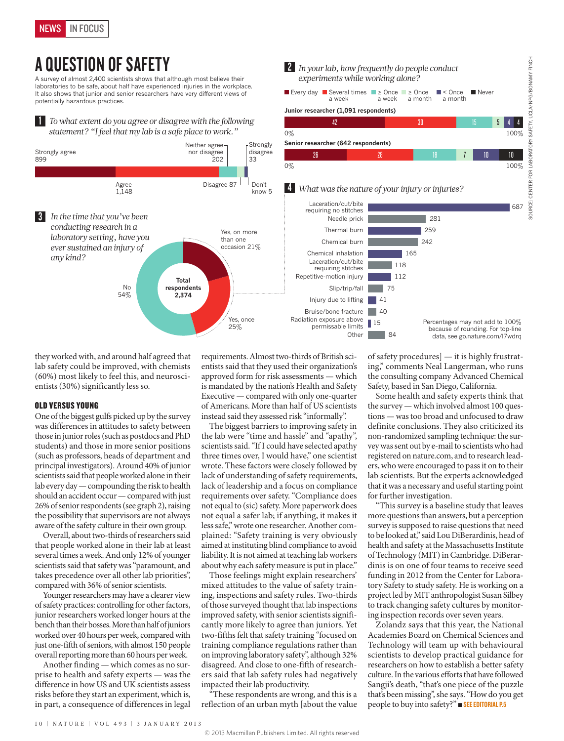NEWS IN FOCUS

# A QUESTION OF SAFETY

A survey of almost 2,400 scientists shows that although most believe their laboratories to be safe, about half have experienced injuries in the workplace. It also shows that junior and senior researchers have very different views of potentially hazardous practices.

**1** *To what extent do you agree or disagree with the following statement? "I feel that my lab is a safe place to work."*

Strongly agree 899
Agree 1,148
Neither agree nor disagree 202
Disagree 87
Strongly disagree 33
Don't know 5

**2** *In your lab, how frequently do people conduct experiments while working alone?*

Every day | Several times a week | ≥ Once a week | ≥ Once a month | < Once a month | Never

Junior researcher (1,091 respondents)
42 30 15 5 4 4
0% 100%

Senior researcher (642 respondents)
26 28 18 7 10 10
0% 100%

**3** *In the time that you've been conducting research in a laboratory setting, have you ever sustained an injury of any kind?*

Total respondents 2,374
Yes, on more than one occasion 21%
Yes, once 25%
No 54%

**4** *What was the nature of your injury or injuries?*

Laceration/cut/bite requiring no stitches 687
Needle prick 281
Thermal burn 259
Chemical burn 242
Chemical inhalation 165
Laceration/cut/bite requiring stitches 118
Repetitive-motion injury 112
Slip/trip/fall 75
Injury due to lifting 41
Bruise/bone fracture 40
Radiation exposure above permissable limits 15
Other 84

Percentages may not add to 100% because of rounding. For top-line data, see go.nature.com/l7wdrq

SOURCE: CENTER FOR LABORATORY SAFETY, UCLA/NPG/BONAMY FINCH

they worked with, and around half agreed that lab safety could be improved, with chemists (60%) most likely to feel this, and neuroscientists (30%) significantly less so.

### OLD VERSUS YOUNG

One of the biggest gulfs picked up by the survey was differences in attitudes to safety between those in junior roles (such as postdocs and PhD students) and those in more senior positions (such as professors, heads of department and principal investigators). Around 40% of junior scientists said that people worked alone in their lab every day — compounding the risk to health should an accident occur — compared with just 26% of senior respondents (see graph 2), raising the possibility that supervisors are not always aware of the safety culture in their own group.

Overall, about two-thirds of researchers said that people worked alone in their lab at least several times a week. And only 12% of younger scientists said that safety was "paramount, and takes precedence over all other lab priorities", compared with 36% of senior scientists.

Younger researchers may have a clearer view of safety practices: controlling for other factors, junior researchers worked longer hours at the bench than their bosses. More than half of juniors worked over 40 hours per week, compared with just one-fifth of seniors, with almost 150 people overall reporting more than 60 hours per week.

Another finding — which comes as no surprise to health and safety experts — was the difference in how US and UK scientists assess risks before they start an experiment, which is, in part, a consequence of differences in legal requirements. Almost two-thirds of British scientists said that they used their organization's approved form for risk assessments — which is mandated by the nation's Health and Safety Executive — compared with only one-quarter of Americans. More than half of US scientists instead said they assessed risk "informally".

The biggest barriers to improving safety in the lab were "time and hassle" and "apathy", scientists said. "If I could have selected apathy three times over, I would have," one scientist wrote. These factors were closely followed by lack of understanding of safety requirements, lack of leadership and a focus on compliance requirements over safety. "Compliance does not equal to (sic) safety. More paperwork does not equal a safer lab; if anything, it makes it less safe," wrote one researcher. Another complained: "Safety training is very obviously aimed at instituting blind compliance to avoid liability. It is not aimed at teaching lab workers about why each safety measure is put in place."

Those feelings might explain researchers' mixed attitudes to the value of safety training, inspections and safety rules. Two-thirds of those surveyed thought that lab inspections improved safety, with senior scientists significantly more likely to agree than juniors. Yet two-fifths felt that safety training "focused on training compliance regulations rather than on improving laboratory safety", although 32% disagreed. And close to one-fifth of researchers said that lab safety rules had negatively impacted their lab productivity.

"These respondents are wrong, and this is a reflection of an urban myth [about the value of safety procedures] — it is highly frustrating," comments Neal Langerman, who runs the consulting company Advanced Chemical Safety, based in San Diego, California.

Some health and safety experts think that the survey — which involved almost 100 questions — was too broad and unfocused to draw definite conclusions. They also criticized its non-randomized sampling technique: the survey was sent out by e-mail to scientists who had registered on nature.com, and to research leaders, who were encouraged to pass it on to their lab scientists. But the experts acknowledged that it was a necessary and useful starting point for further investigation.

"This survey is a baseline study that leaves more questions than answers, but a perception survey is supposed to raise questions that need to be looked at," said Lou DiBerardinis, head of health and safety at the Massachusetts Institute of Technology (MIT) in Cambridge. DiBerardinis is on one of four teams to receive seed funding in 2012 from the Center for Laboratory Safety to study safety. He is working on a project led by MIT anthropologist Susan Silbey to track changing safety cultures by monitoring inspection records over seven years.

Zolandz says that this year, the National Academies Board on Chemical Sciences and Technology will team up with behavioural scientists to develop practical guidance for researchers on how to establish a better safety culture. In the various efforts that have followed Sangji's death, "that's one piece of the puzzle that's been missing", she says. "How do you get people to buy into safety?" ■ SEE EDITORIAL P.5